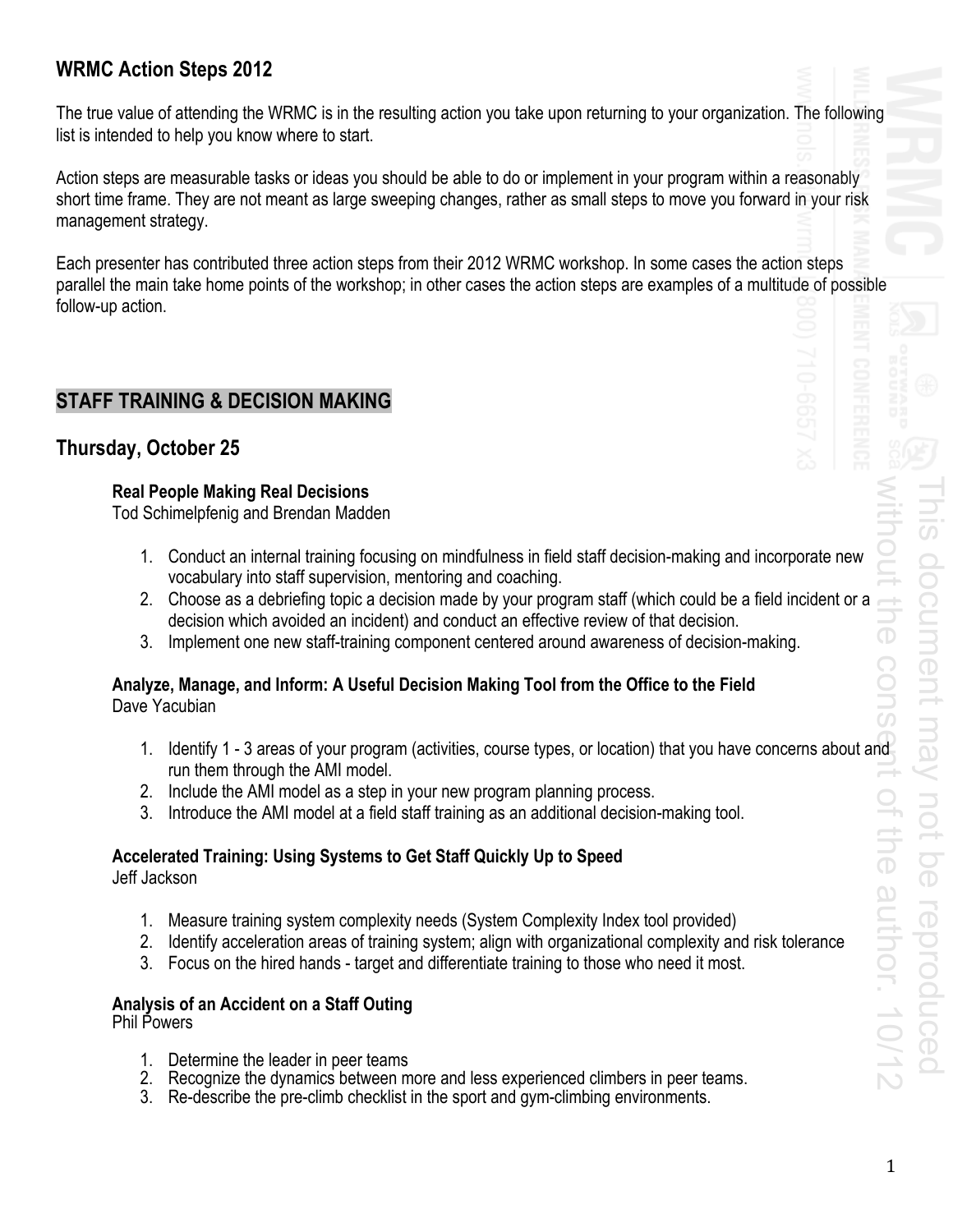## WRMC Action Steps 2012

The true value of attending the WRMC is in the resulting action you take upon returning to your organization. The following list is intended to help you know where to start.

Action steps are measurable tasks or ideas you should be able to do or implement in your program within a reasonably short time frame. They are not meant as large sweeping changes, rather as small steps to move you forward in your risk management strategy.

Each presenter has contributed three action steps from their 2012 WRMC workshop. In some cases the action steps parallel the main take home points of the workshop; in other cases the action steps are examples of a multitude of possible follow-up action.

## STAFF TRAINING & DECISION MAKING

## Thursday, October 25

**Real People Making Real Decisions**
Tod Schimelpfenig and Brendan Madden

1. Conduct an internal training focusing on mindfulness in field staff decision-making and incorporate new vocabulary into staff supervision, mentoring and coaching.
2. Choose as a debriefing topic a decision made by your program staff (which could be a field incident or a decision which avoided an incident) and conduct an effective review of that decision.
3. Implement one new staff-training component centered around awareness of decision-making.

**Analyze, Manage, and Inform: A Useful Decision Making Tool from the Office to the Field**
Dave Yacubian

1. Identify 1 - 3 areas of your program (activities, course types, or location) that you have concerns about and run them through the AMI model.
2. Include the AMI model as a step in your new program planning process.
3. Introduce the AMI model at a field staff training as an additional decision-making tool.

**Accelerated Training: Using Systems to Get Staff Quickly Up to Speed**
Jeff Jackson

1. Measure training system complexity needs (System Complexity Index tool provided)
2. Identify acceleration areas of training system; align with organizational complexity and risk tolerance
3. Focus on the hired hands - target and differentiate training to those who need it most.

**Analysis of an Accident on a Staff Outing**
Phil Powers

1. Determine the leader in peer teams
2. Recognize the dynamics between more and less experienced climbers in peer teams.
3. Re-describe the pre-climb checklist in the sport and gym-climbing environments.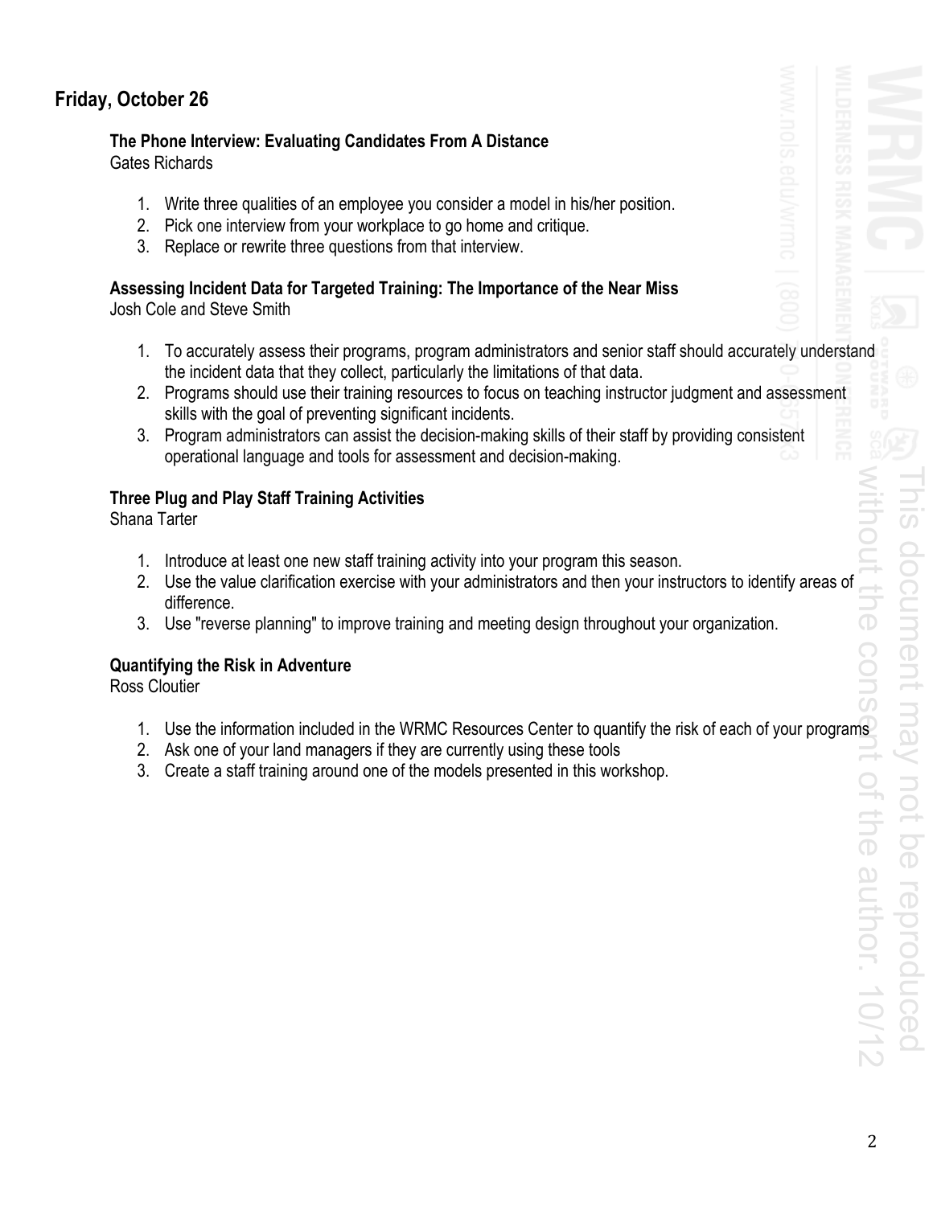## Friday, October 26

### The Phone Interview: Evaluating Candidates From A Distance

Gates Richards

1. Write three qualities of an employee you consider a model in his/her position.
2. Pick one interview from your workplace to go home and critique.
3. Replace or rewrite three questions from that interview.

### Assessing Incident Data for Targeted Training: The Importance of the Near Miss

Josh Cole and Steve Smith

1. To accurately assess their programs, program administrators and senior staff should accurately understand the incident data that they collect, particularly the limitations of that data.
2. Programs should use their training resources to focus on teaching instructor judgment and assessment skills with the goal of preventing significant incidents.
3. Program administrators can assist the decision-making skills of their staff by providing consistent operational language and tools for assessment and decision-making.

### Three Plug and Play Staff Training Activities

Shana Tarter

1. Introduce at least one new staff training activity into your program this season.
2. Use the value clarification exercise with your administrators and then your instructors to identify areas of difference.
3. Use "reverse planning" to improve training and meeting design throughout your organization.

### Quantifying the Risk in Adventure

Ross Cloutier

1. Use the information included in the WRMC Resources Center to quantify the risk of each of your programs
2. Ask one of your land managers if they are currently using these tools
3. Create a staff training around one of the models presented in this workshop.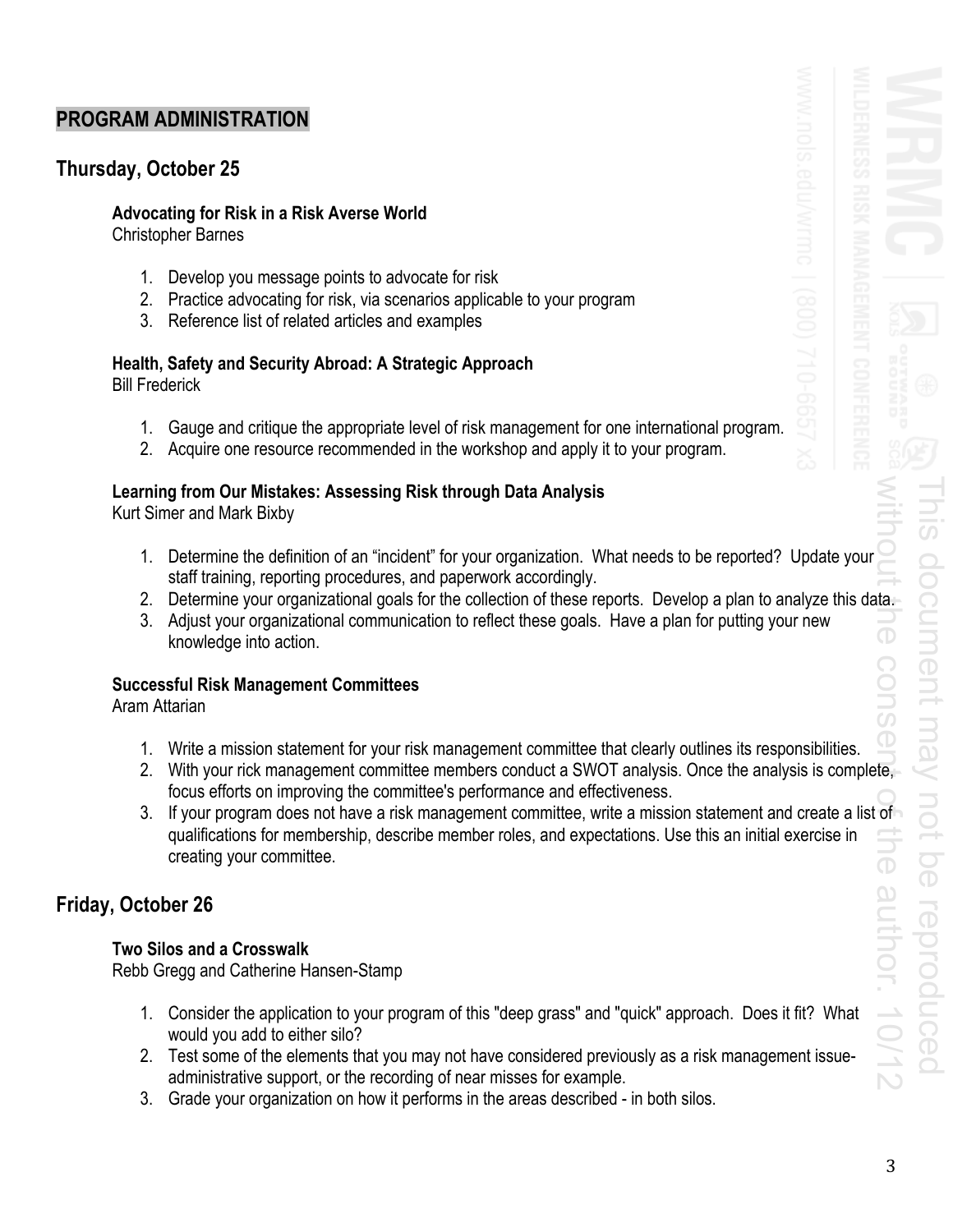## PROGRAM ADMINISTRATION

### Thursday, October 25

**Advocating for Risk in a Risk Averse World**
Christopher Barnes

1. Develop you message points to advocate for risk
2. Practice advocating for risk, via scenarios applicable to your program
3. Reference list of related articles and examples

**Health, Safety and Security Abroad: A Strategic Approach**
Bill Frederick

1. Gauge and critique the appropriate level of risk management for one international program.
2. Acquire one resource recommended in the workshop and apply it to your program.

**Learning from Our Mistakes: Assessing Risk through Data Analysis**
Kurt Simer and Mark Bixby

1. Determine the definition of an "incident" for your organization. What needs to be reported? Update your staff training, reporting procedures, and paperwork accordingly.
2. Determine your organizational goals for the collection of these reports. Develop a plan to analyze this data.
3. Adjust your organizational communication to reflect these goals. Have a plan for putting your new knowledge into action.

**Successful Risk Management Committees**
Aram Attarian

1. Write a mission statement for your risk management committee that clearly outlines its responsibilities.
2. With your rick management committee members conduct a SWOT analysis. Once the analysis is complete, focus efforts on improving the committee's performance and effectiveness.
3. If your program does not have a risk management committee, write a mission statement and create a list of qualifications for membership, describe member roles, and expectations. Use this an initial exercise in creating your committee.

### Friday, October 26

**Two Silos and a Crosswalk**
Rebb Gregg and Catherine Hansen-Stamp

1. Consider the application to your program of this "deep grass" and "quick" approach. Does it fit? What would you add to either silo?
2. Test some of the elements that you may not have considered previously as a risk management issue-administrative support, or the recording of near misses for example.
3. Grade your organization on how it performs in the areas described - in both silos.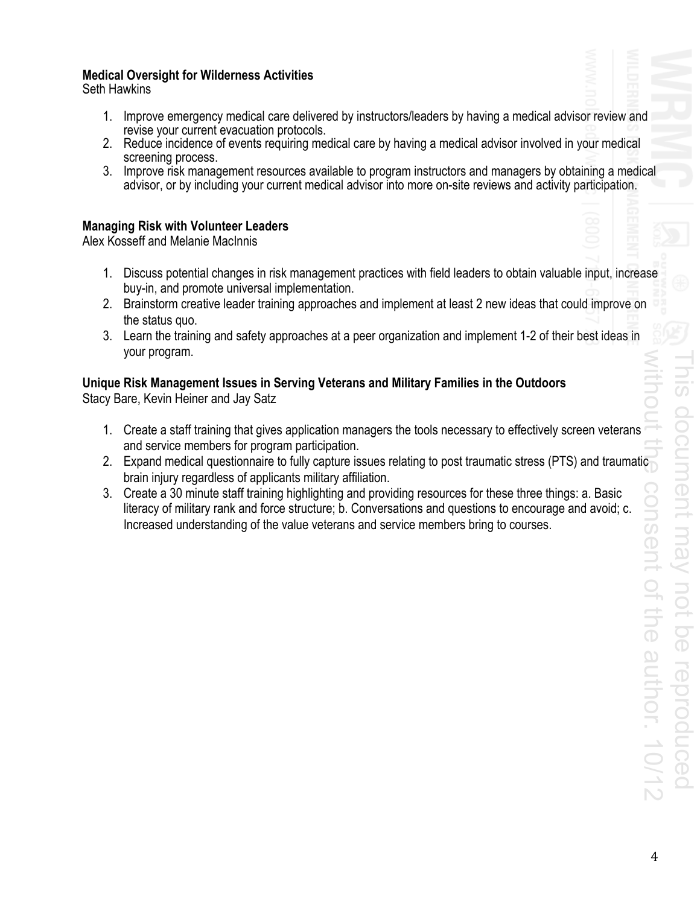**Medical Oversight for Wilderness Activities**
Seth Hawkins

1. Improve emergency medical care delivered by instructors/leaders by having a medical advisor review and revise your current evacuation protocols.
2. Reduce incidence of events requiring medical care by having a medical advisor involved in your medical screening process.
3. Improve risk management resources available to program instructors and managers by obtaining a medical advisor, or by including your current medical advisor into more on-site reviews and activity participation.

**Managing Risk with Volunteer Leaders**
Alex Kosseff and Melanie MacInnis

1. Discuss potential changes in risk management practices with field leaders to obtain valuable input, increase buy-in, and promote universal implementation.
2. Brainstorm creative leader training approaches and implement at least 2 new ideas that could improve on the status quo.
3. Learn the training and safety approaches at a peer organization and implement 1-2 of their best ideas in your program.

**Unique Risk Management Issues in Serving Veterans and Military Families in the Outdoors**
Stacy Bare, Kevin Heiner and Jay Satz

1. Create a staff training that gives application managers the tools necessary to effectively screen veterans and service members for program participation.
2. Expand medical questionnaire to fully capture issues relating to post traumatic stress (PTS) and traumatic brain injury regardless of applicants military affiliation.
3. Create a 30 minute staff training highlighting and providing resources for these three things: a. Basic literacy of military rank and force structure; b. Conversations and questions to encourage and avoid; c. Increased understanding of the value veterans and service members bring to courses.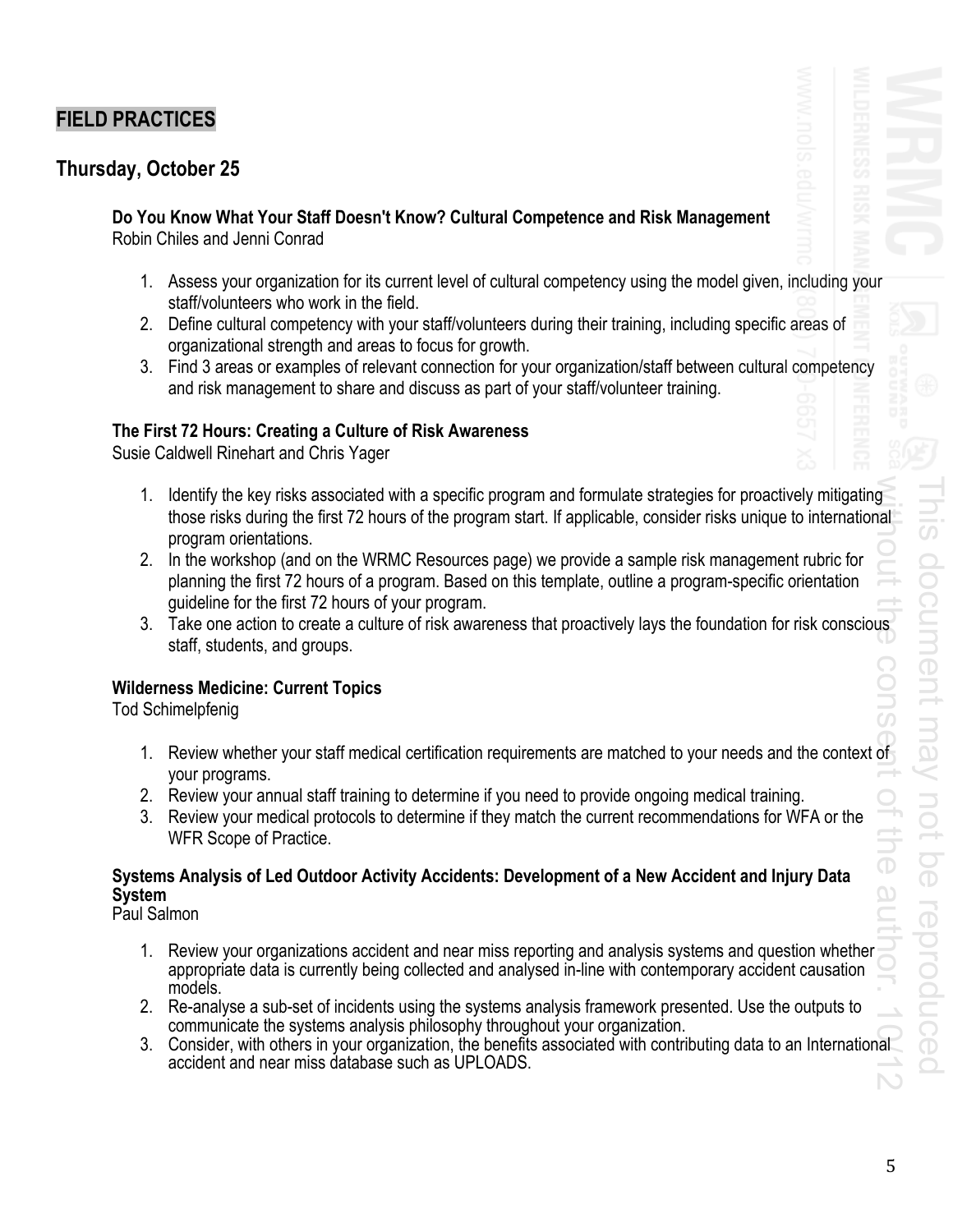# FIELD PRACTICES

## Thursday, October 25

### Do You Know What Your Staff Doesn't Know? Cultural Competence and Risk Management

Robin Chiles and Jenni Conrad

1. Assess your organization for its current level of cultural competency using the model given, including your staff/volunteers who work in the field.
2. Define cultural competency with your staff/volunteers during their training, including specific areas of organizational strength and areas to focus for growth.
3. Find 3 areas or examples of relevant connection for your organization/staff between cultural competency and risk management to share and discuss as part of your staff/volunteer training.

### The First 72 Hours: Creating a Culture of Risk Awareness

Susie Caldwell Rinehart and Chris Yager

1. Identify the key risks associated with a specific program and formulate strategies for proactively mitigating those risks during the first 72 hours of the program start. If applicable, consider risks unique to international program orientations.
2. In the workshop (and on the WRMC Resources page) we provide a sample risk management rubric for planning the first 72 hours of a program. Based on this template, outline a program-specific orientation guideline for the first 72 hours of your program.
3. Take one action to create a culture of risk awareness that proactively lays the foundation for risk conscious staff, students, and groups.

### Wilderness Medicine: Current Topics

Tod Schimelpfenig

1. Review whether your staff medical certification requirements are matched to your needs and the context of your programs.
2. Review your annual staff training to determine if you need to provide ongoing medical training.
3. Review your medical protocols to determine if they match the current recommendations for WFA or the WFR Scope of Practice.

### Systems Analysis of Led Outdoor Activity Accidents: Development of a New Accident and Injury Data System

Paul Salmon

1. Review your organizations accident and near miss reporting and analysis systems and question whether appropriate data is currently being collected and analysed in-line with contemporary accident causation models.
2. Re-analyse a sub-set of incidents using the systems analysis framework presented. Use the outputs to communicate the systems analysis philosophy throughout your organization.
3. Consider, with others in your organization, the benefits associated with contributing data to an International accident and near miss database such as UPLOADS.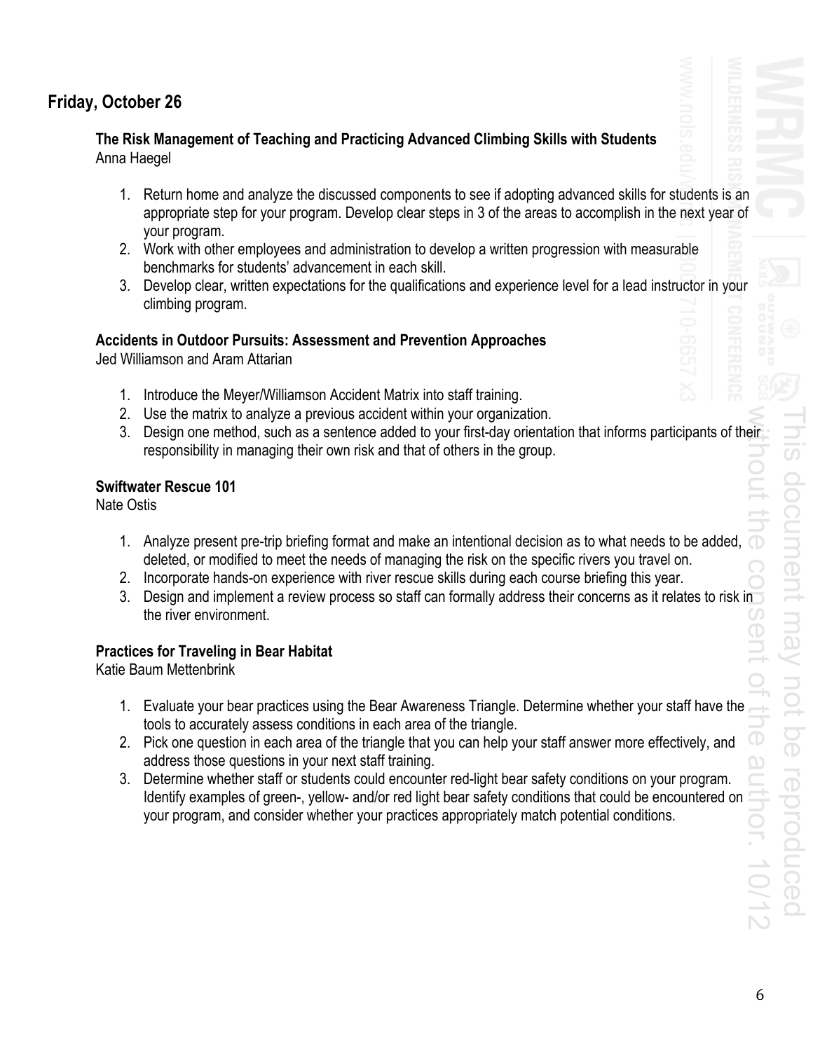## Friday, October 26

### The Risk Management of Teaching and Practicing Advanced Climbing Skills with Students

Anna Haegel

1. Return home and analyze the discussed components to see if adopting advanced skills for students is an appropriate step for your program. Develop clear steps in 3 of the areas to accomplish in the next year of your program.
2. Work with other employees and administration to develop a written progression with measurable benchmarks for students' advancement in each skill.
3. Develop clear, written expectations for the qualifications and experience level for a lead instructor in your climbing program.

### Accidents in Outdoor Pursuits: Assessment and Prevention Approaches

Jed Williamson and Aram Attarian

1. Introduce the Meyer/Williamson Accident Matrix into staff training.
2. Use the matrix to analyze a previous accident within your organization.
3. Design one method, such as a sentence added to your first-day orientation that informs participants of their responsibility in managing their own risk and that of others in the group.

### Swiftwater Rescue 101

Nate Ostis

1. Analyze present pre-trip briefing format and make an intentional decision as to what needs to be added, deleted, or modified to meet the needs of managing the risk on the specific rivers you travel on.
2. Incorporate hands-on experience with river rescue skills during each course briefing this year.
3. Design and implement a review process so staff can formally address their concerns as it relates to risk in the river environment.

### Practices for Traveling in Bear Habitat

Katie Baum Mettenbrink

1. Evaluate your bear practices using the Bear Awareness Triangle. Determine whether your staff have the tools to accurately assess conditions in each area of the triangle.
2. Pick one question in each area of the triangle that you can help your staff answer more effectively, and address those questions in your next staff training.
3. Determine whether staff or students could encounter red-light bear safety conditions on your program. Identify examples of green-, yellow- and/or red light bear safety conditions that could be encountered on your program, and consider whether your practices appropriately match potential conditions.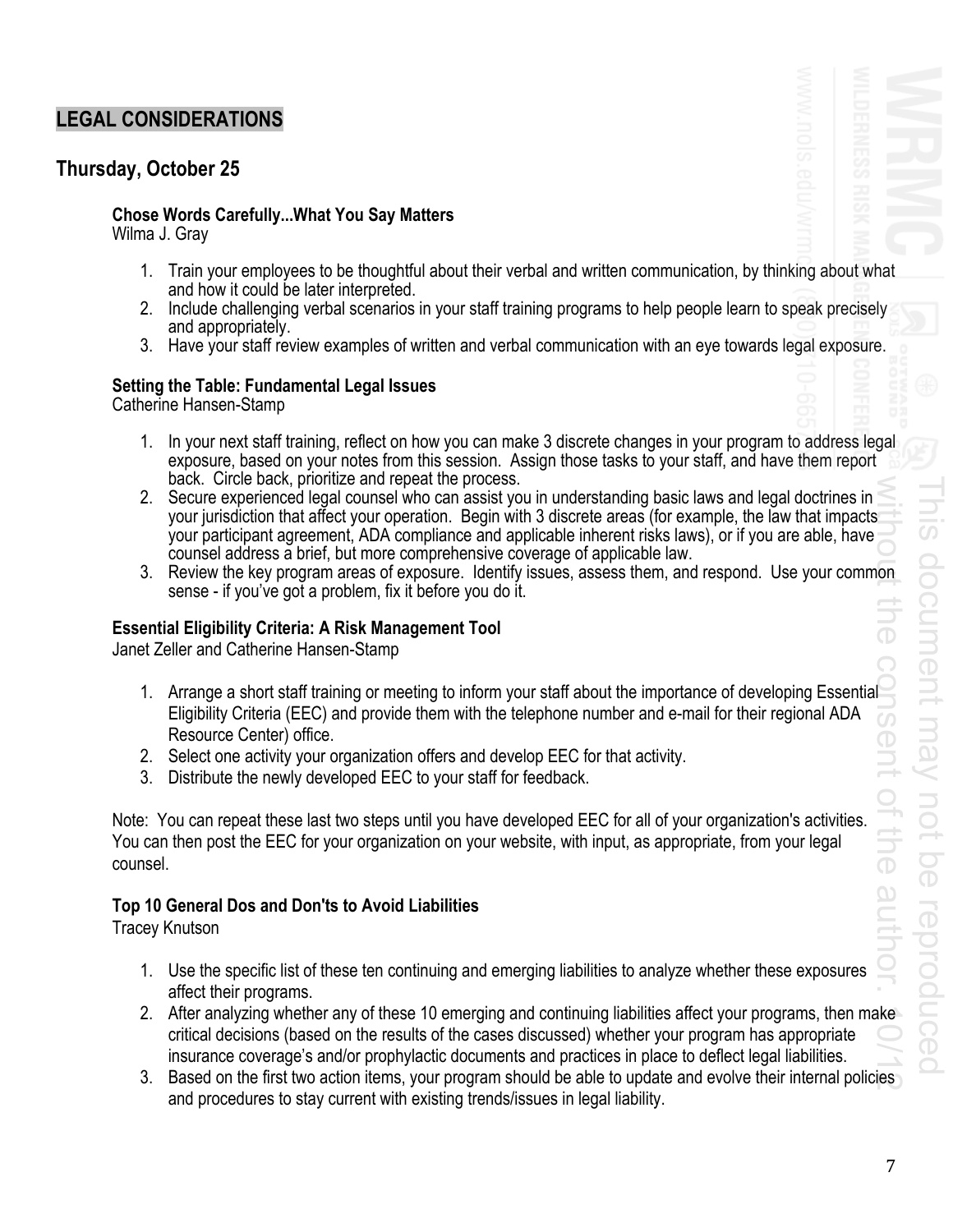## LEGAL CONSIDERATIONS

## Thursday, October 25

**Chose Words Carefully...What You Say Matters**
Wilma J. Gray

1. Train your employees to be thoughtful about their verbal and written communication, by thinking about what and how it could be later interpreted.
2. Include challenging verbal scenarios in your staff training programs to help people learn to speak precisely and appropriately.
3. Have your staff review examples of written and verbal communication with an eye towards legal exposure.

**Setting the Table: Fundamental Legal Issues**
Catherine Hansen-Stamp

1. In your next staff training, reflect on how you can make 3 discrete changes in your program to address legal exposure, based on your notes from this session. Assign those tasks to your staff, and have them report back. Circle back, prioritize and repeat the process.
2. Secure experienced legal counsel who can assist you in understanding basic laws and legal doctrines in your jurisdiction that affect your operation. Begin with 3 discrete areas (for example, the law that impacts your participant agreement, ADA compliance and applicable inherent risks laws), or if you are able, have counsel address a brief, but more comprehensive coverage of applicable law.
3. Review the key program areas of exposure. Identify issues, assess them, and respond. Use your common sense - if you've got a problem, fix it before you do it.

**Essential Eligibility Criteria: A Risk Management Tool**
Janet Zeller and Catherine Hansen-Stamp

1. Arrange a short staff training or meeting to inform your staff about the importance of developing Essential Eligibility Criteria (EEC) and provide them with the telephone number and e-mail for their regional ADA Resource Center) office.
2. Select one activity your organization offers and develop EEC for that activity.
3. Distribute the newly developed EEC to your staff for feedback.

Note: You can repeat these last two steps until you have developed EEC for all of your organization's activities. You can then post the EEC for your organization on your website, with input, as appropriate, from your legal counsel.

**Top 10 General Dos and Don'ts to Avoid Liabilities**
Tracey Knutson

1. Use the specific list of these ten continuing and emerging liabilities to analyze whether these exposures affect their programs.
2. After analyzing whether any of these 10 emerging and continuing liabilities affect your programs, then make critical decisions (based on the results of the cases discussed) whether your program has appropriate insurance coverage's and/or prophylactic documents and practices in place to deflect legal liabilities.
3. Based on the first two action items, your program should be able to update and evolve their internal policies and procedures to stay current with existing trends/issues in legal liability.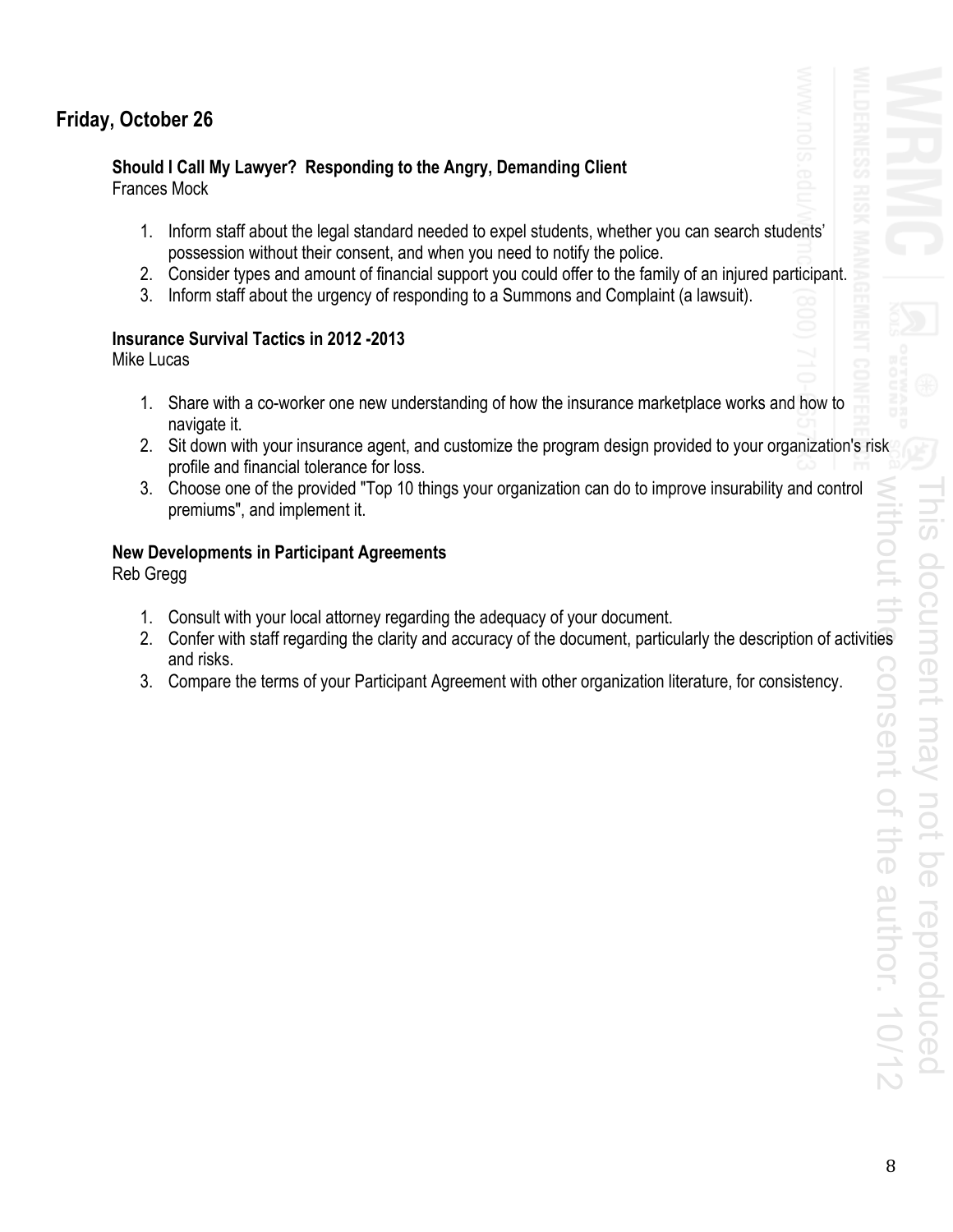## Friday, October 26

### Should I Call My Lawyer? Responding to the Angry, Demanding Client

Frances Mock

1. Inform staff about the legal standard needed to expel students, whether you can search students' possession without their consent, and when you need to notify the police.
2. Consider types and amount of financial support you could offer to the family of an injured participant.
3. Inform staff about the urgency of responding to a Summons and Complaint (a lawsuit).

### Insurance Survival Tactics in 2012 -2013

Mike Lucas

1. Share with a co-worker one new understanding of how the insurance marketplace works and how to navigate it.
2. Sit down with your insurance agent, and customize the program design provided to your organization's risk profile and financial tolerance for loss.
3. Choose one of the provided "Top 10 things your organization can do to improve insurability and control premiums", and implement it.

### New Developments in Participant Agreements

Reb Gregg

1. Consult with your local attorney regarding the adequacy of your document.
2. Confer with staff regarding the clarity and accuracy of the document, particularly the description of activities and risks.
3. Compare the terms of your Participant Agreement with other organization literature, for consistency.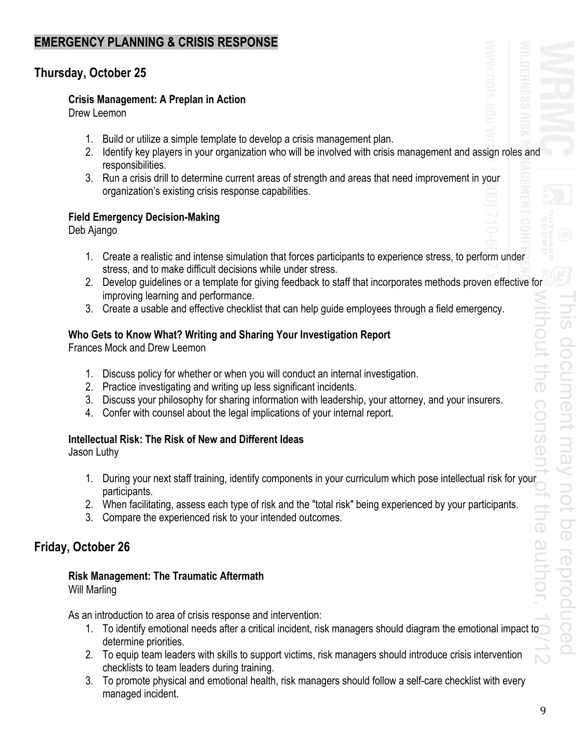## EMERGENCY PLANNING & CRISIS RESPONSE

### Thursday, October 25

**Crisis Management: A Preplan in Action**
Drew Leemon

1. Build or utilize a simple template to develop a crisis management plan.
2. Identify key players in your organization who will be involved with crisis management and assign roles and responsibilities.
3. Run a crisis drill to determine current areas of strength and areas that need improvement in your organization's existing crisis response capabilities.

**Field Emergency Decision-Making**
Deb Ajango

1. Create a realistic and intense simulation that forces participants to experience stress, to perform under stress, and to make difficult decisions while under stress.
2. Develop guidelines or a template for giving feedback to staff that incorporates methods proven effective for improving learning and performance.
3. Create a usable and effective checklist that can help guide employees through a field emergency.

**Who Gets to Know What? Writing and Sharing Your Investigation Report**
Frances Mock and Drew Leemon

1. Discuss policy for whether or when you will conduct an internal investigation.
2. Practice investigating and writing up less significant incidents.
3. Discuss your philosophy for sharing information with leadership, your attorney, and your insurers.
4. Confer with counsel about the legal implications of your internal report.

**Intellectual Risk: The Risk of New and Different Ideas**
Jason Luthy

1. During your next staff training, identify components in your curriculum which pose intellectual risk for your participants.
2. When facilitating, assess each type of risk and the "total risk" being experienced by your participants.
3. Compare the experienced risk to your intended outcomes.

### Friday, October 26

**Risk Management: The Traumatic Aftermath**
Will Marling

As an introduction to area of crisis response and intervention:

1. To identify emotional needs after a critical incident, risk managers should diagram the emotional impact to determine priorities.
2. To equip team leaders with skills to support victims, risk managers should introduce crisis intervention checklists to team leaders during training.
3. To promote physical and emotional health, risk managers should follow a self-care checklist with every managed incident.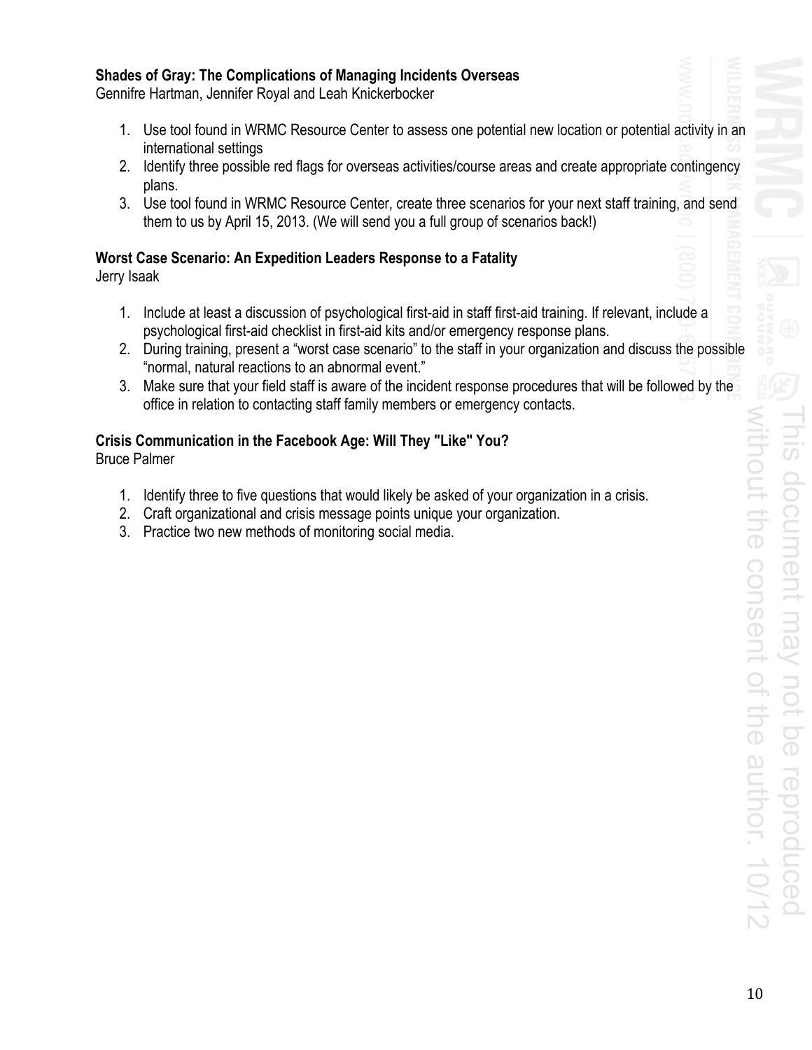**Shades of Gray: The Complications of Managing Incidents Overseas**
Gennifre Hartman, Jennifer Royal and Leah Knickerbocker

1. Use tool found in WRMC Resource Center to assess one potential new location or potential activity in an international settings
2. Identify three possible red flags for overseas activities/course areas and create appropriate contingency plans.
3. Use tool found in WRMC Resource Center, create three scenarios for your next staff training, and send them to us by April 15, 2013. (We will send you a full group of scenarios back!)

**Worst Case Scenario: An Expedition Leaders Response to a Fatality**
Jerry Isaak

1. Include at least a discussion of psychological first-aid in staff first-aid training. If relevant, include a psychological first-aid checklist in first-aid kits and/or emergency response plans.
2. During training, present a "worst case scenario" to the staff in your organization and discuss the possible "normal, natural reactions to an abnormal event."
3. Make sure that your field staff is aware of the incident response procedures that will be followed by the office in relation to contacting staff family members or emergency contacts.

**Crisis Communication in the Facebook Age: Will They "Like" You?**
Bruce Palmer

1. Identify three to five questions that would likely be asked of your organization in a crisis.
2. Craft organizational and crisis message points unique your organization.
3. Practice two new methods of monitoring social media.